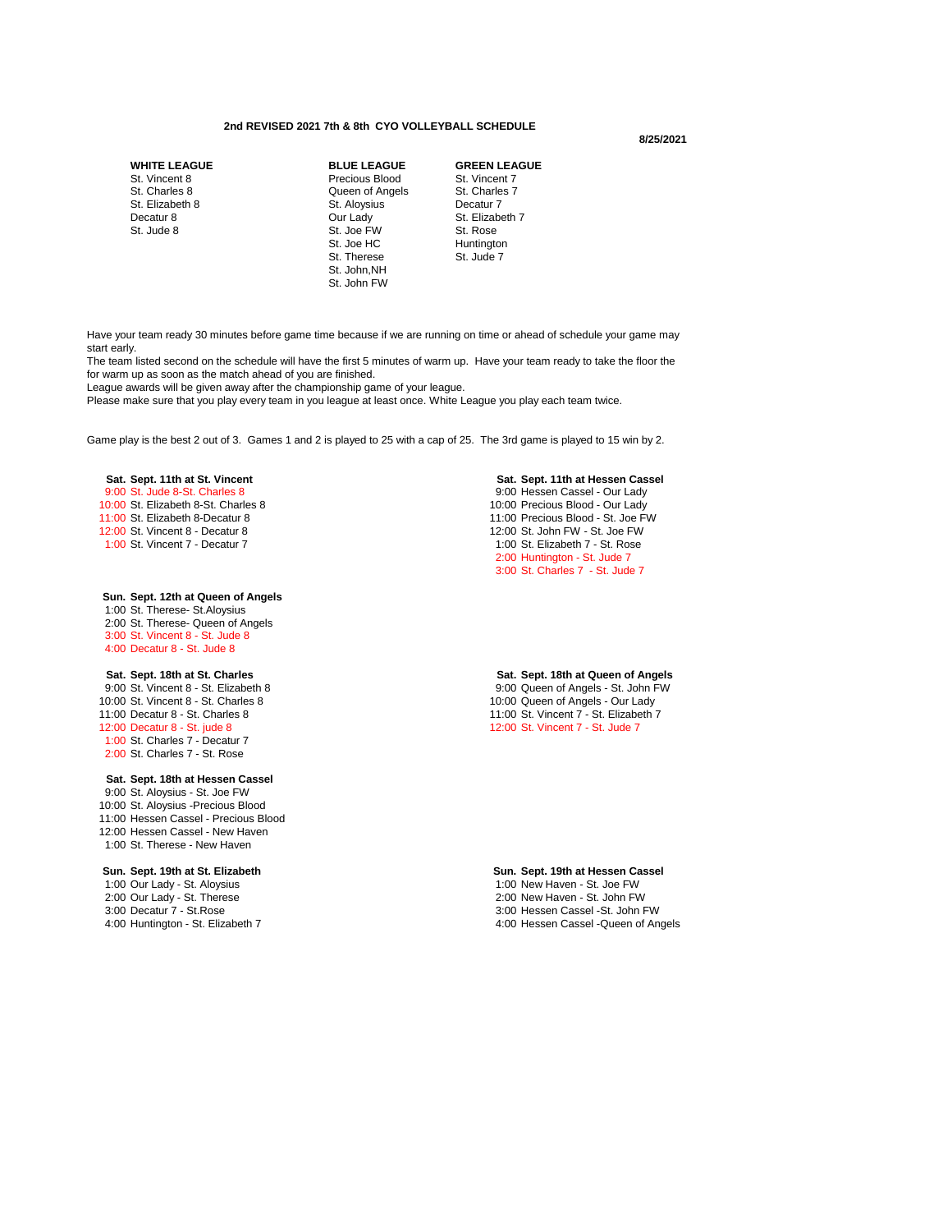**2nd REVISED 2021 7th & 8th CYO VOLLEYBALL SCHEDULE**

**8/25/2021**

| WHITE LEAGUE | BLUE LEAGUE | GREEN LEAGUE |
|---|---|---|
| St. Vincent 8 | Precious Blood | St. Vincent 7 |
| St. Charles 8 | Queen of Angels | St. Charles 7 |
| St. Elizabeth 8 | St. Aloysius | Decatur 7 |
| Decatur 8 | Our Lady | St. Elizabeth 7 |
| St. Jude 8 | St. Joe FW | St. Rose |
| | St. Joe HC | Huntington |
| | St. Therese | St. Jude 7 |
| | St. John,NH | |
| | St. John FW | |

Have your team ready 30 minutes before game time because if we are running on time or ahead of schedule your game may start early.
The team listed second on the schedule will have the first 5 minutes of warm up. Have your team ready to take the floor the for warm up as soon as the match ahead of you are finished.
League awards will be given away after the championship game of your league.
Please make sure that you play every team in you league at least once. White League you play each team twice.

Game play is the best 2 out of 3. Games 1 and 2 is played to 25 with a cap of 25. The 3rd game is played to 15 win by 2.

**Sat. Sept. 11th at St. Vincent**
9:00 St. Jude 8-St. Charles 8
10:00 St. Elizabeth 8-St. Charles 8
11:00 St. Elizabeth 8-Decatur 8
12:00 St. Vincent 8 - Decatur 8
1:00 St. Vincent 7 - Decatur 7

**Sat. Sept. 11th at Hessen Cassel**
9:00 Hessen Cassel - Our Lady
10:00 Precious Blood - Our Lady
11:00 Precious Blood - St. Joe FW
12:00 St. John FW - St. Joe FW
1:00 St. Elizabeth 7 - St. Rose
2:00 Huntington - St. Jude 7
3:00 St. Charles 7 - St. Jude 7

**Sun. Sept. 12th at Queen of Angels**
1:00 St. Therese- St.Aloysius
2:00 St. Therese- Queen of Angels
3:00 St. Vincent 8 - St. Jude 8
4:00 Decatur 8 - St. Jude 8

**Sat. Sept. 18th at St. Charles**
9:00 St. Vincent 8 - St. Elizabeth 8
10:00 St. Vincent 8 - St. Charles 8
11:00 Decatur 8 - St. Charles 8
12:00 Decatur 8 - St. jude 8
1:00 St. Charles 7 - Decatur 7
2:00 St. Charles 7 - St. Rose

**Sat. Sept. 18th at Queen of Angels**
9:00 Queen of Angels - St. John FW
10:00 Queen of Angels - Our Lady
11:00 St. Vincent 7 - St. Elizabeth 7
12:00 St. Vincent 7 - St. Jude 7

**Sat. Sept. 18th at Hessen Cassel**
9:00 St. Aloysius - St. Joe FW
10:00 St. Aloysius -Precious Blood
11:00 Hessen Cassel - Precious Blood
12:00 Hessen Cassel - New Haven
1:00 St. Therese - New Haven

**Sun. Sept. 19th at St. Elizabeth**
1:00 Our Lady - St. Aloysius
2:00 Our Lady - St. Therese
3:00 Decatur 7 - St.Rose
4:00 Huntington - St. Elizabeth 7

**Sun. Sept. 19th at Hessen Cassel**
1:00 New Haven - St. Joe FW
2:00 New Haven - St. John FW
3:00 Hessen Cassel -St. John FW
4:00 Hessen Cassel -Queen of Angels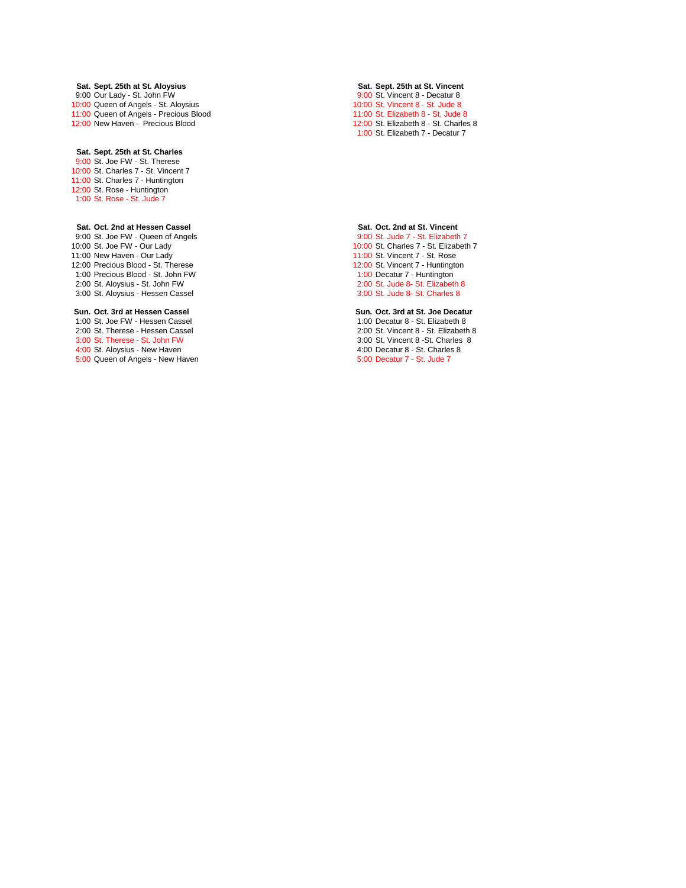**Sat. Sept. 25th at St. Aloysius**

9:00 Our Lady - St. John FW
10:00 Queen of Angels - St. Aloysius
11:00 Queen of Angels - Precious Blood
12:00 New Haven - Precious Blood

**Sat. Sept. 25th at St. Charles**

9:00 St. Joe FW - St. Therese
10:00 St. Charles 7 - St. Vincent 7
11:00 St. Charles 7 - Huntington
12:00 St. Rose - Huntington
1:00 St. Rose - St. Jude 7

**Sat. Sept. 25th at St. Vincent**

9:00 St. Vincent 8 - Decatur 8
10:00 St. Vincent 8 - St. Jude 8
11:00 St. Elizabeth 8 - St. Jude 8
12:00 St. Elizabeth 8 - St. Charles 8
1:00 St. Elizabeth 7 - Decatur 7

**Sat. Oct. 2nd at Hessen Cassel**

9:00 St. Joe FW - Queen of Angels
10:00 St. Joe FW - Our Lady
11:00 New Haven - Our Lady
12:00 Precious Blood - St. Therese
1:00 Precious Blood - St. John FW
2:00 St. Aloysius - St. John FW
3:00 St. Aloysius - Hessen Cassel

**Sun. Oct. 3rd at Hessen Cassel**

1:00 St. Joe FW - Hessen Cassel
2:00 St. Therese - Hessen Cassel
3:00 St. Therese - St. John FW
4:00 St. Aloysius - New Haven
5:00 Queen of Angels - New Haven

**Sat. Oct. 2nd at St. Vincent**

9:00 St. Jude 7 - St. Elizabeth 7
10:00 St. Charles 7 - St. Elizabeth 7
11:00 St. Vincent 7 - St. Rose
12:00 St. Vincent 7 - Huntington
1:00 Decatur 7 - Huntington
2:00 St. Jude 8- St. Elizabeth 8
3:00 St. Jude 8- St. Charles 8

**Sun. Oct. 3rd at St. Joe Decatur**

1:00 Decatur 8 - St. Elizabeth 8
2:00 St. Vincent 8 - St. Elizabeth 8
3:00 St. Vincent 8 -St. Charles 8
4:00 Decatur 8 - St. Charles 8
5:00 Decatur 7 - St. Jude 7